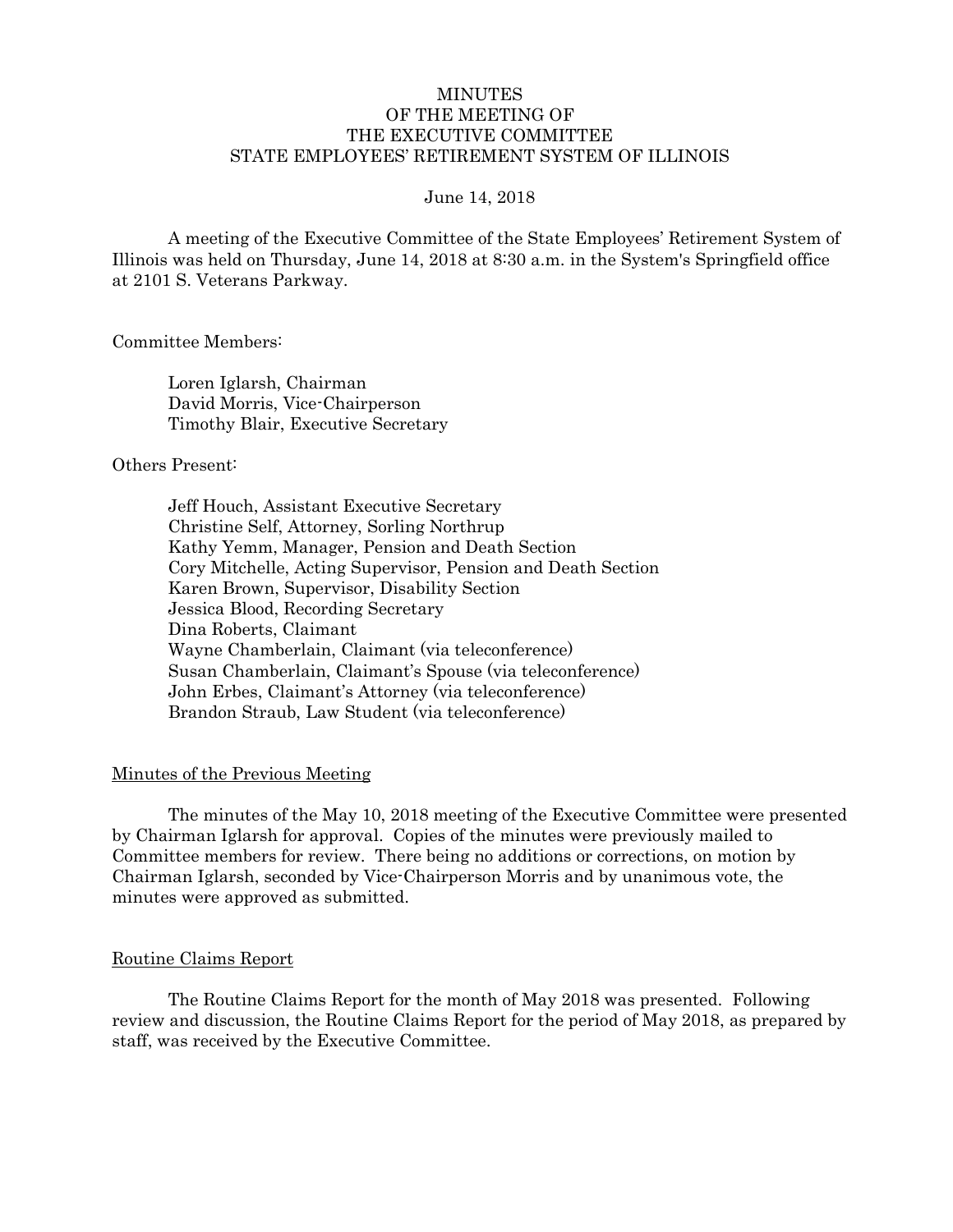# MINUTES
# OF THE MEETING OF
# THE EXECUTIVE COMMITTEE
# STATE EMPLOYEES' RETIREMENT SYSTEM OF ILLINOIS

June 14, 2018

A meeting of the Executive Committee of the State Employees' Retirement System of Illinois was held on Thursday, June 14, 2018 at 8:30 a.m. in the System's Springfield office at 2101 S. Veterans Parkway.

Committee Members:

Loren Iglarsh, Chairman
David Morris, Vice-Chairperson
Timothy Blair, Executive Secretary

Others Present:

Jeff Houch, Assistant Executive Secretary
Christine Self, Attorney, Sorling Northrup
Kathy Yemm, Manager, Pension and Death Section
Cory Mitchelle, Acting Supervisor, Pension and Death Section
Karen Brown, Supervisor, Disability Section
Jessica Blood, Recording Secretary
Dina Roberts, Claimant
Wayne Chamberlain, Claimant (via teleconference)
Susan Chamberlain, Claimant's Spouse (via teleconference)
John Erbes, Claimant's Attorney (via teleconference)
Brandon Straub, Law Student (via teleconference)

## Minutes of the Previous Meeting

The minutes of the May 10, 2018 meeting of the Executive Committee were presented by Chairman Iglarsh for approval. Copies of the minutes were previously mailed to Committee members for review. There being no additions or corrections, on motion by Chairman Iglarsh, seconded by Vice-Chairperson Morris and by unanimous vote, the minutes were approved as submitted.

## Routine Claims Report

The Routine Claims Report for the month of May 2018 was presented. Following review and discussion, the Routine Claims Report for the period of May 2018, as prepared by staff, was received by the Executive Committee.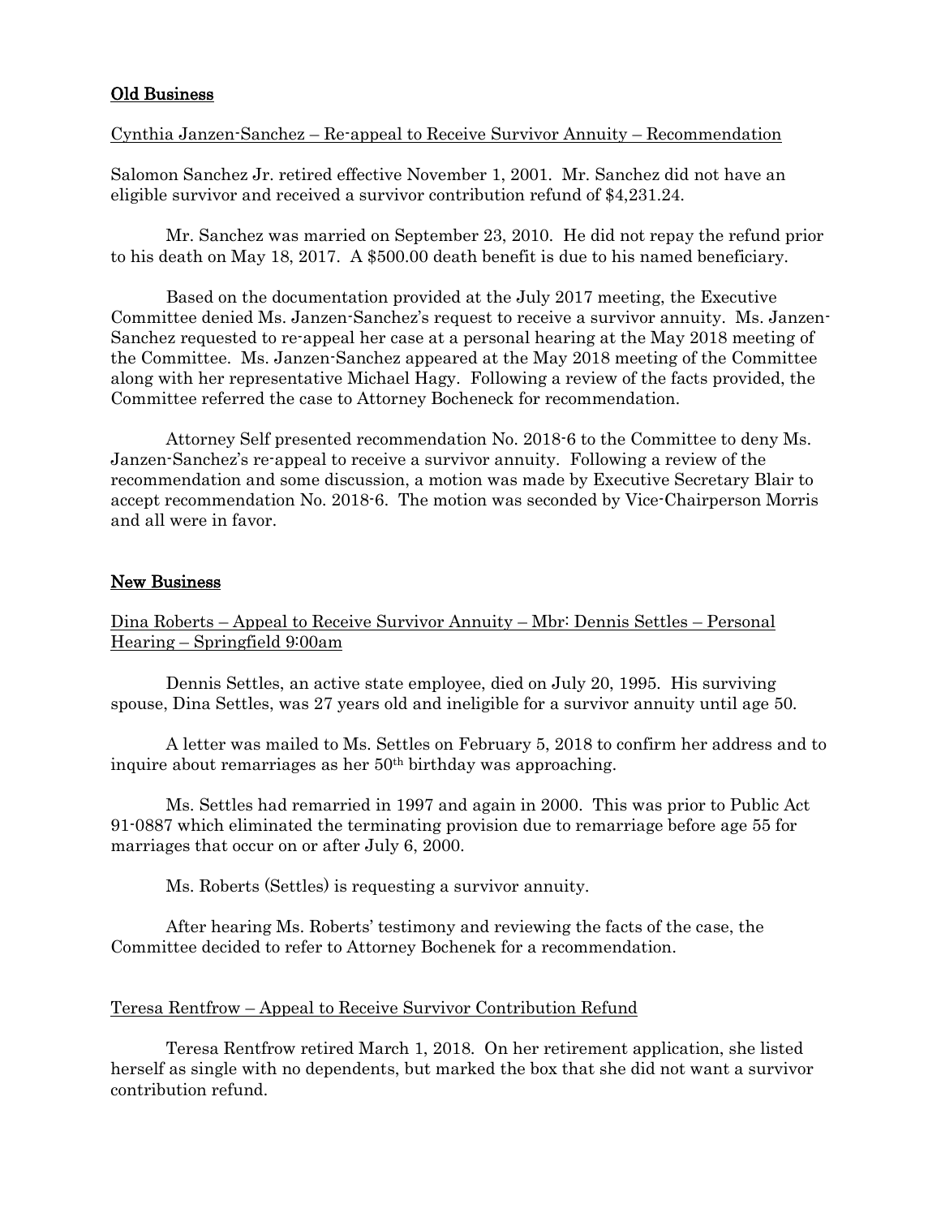## Old Business

Cynthia Janzen-Sanchez – Re-appeal to Receive Survivor Annuity – Recommendation

Salomon Sanchez Jr. retired effective November 1, 2001. Mr. Sanchez did not have an eligible survivor and received a survivor contribution refund of $4,231.24.

Mr. Sanchez was married on September 23, 2010. He did not repay the refund prior to his death on May 18, 2017. A $500.00 death benefit is due to his named beneficiary.

Based on the documentation provided at the July 2017 meeting, the Executive Committee denied Ms. Janzen-Sanchez's request to receive a survivor annuity. Ms. Janzen-Sanchez requested to re-appeal her case at a personal hearing at the May 2018 meeting of the Committee. Ms. Janzen-Sanchez appeared at the May 2018 meeting of the Committee along with her representative Michael Hagy. Following a review of the facts provided, the Committee referred the case to Attorney Bocheneck for recommendation.

Attorney Self presented recommendation No. 2018-6 to the Committee to deny Ms. Janzen-Sanchez's re-appeal to receive a survivor annuity. Following a review of the recommendation and some discussion, a motion was made by Executive Secretary Blair to accept recommendation No. 2018-6. The motion was seconded by Vice-Chairperson Morris and all were in favor.

## New Business

Dina Roberts – Appeal to Receive Survivor Annuity – Mbr: Dennis Settles – Personal Hearing – Springfield 9:00am

Dennis Settles, an active state employee, died on July 20, 1995. His surviving spouse, Dina Settles, was 27 years old and ineligible for a survivor annuity until age 50.

A letter was mailed to Ms. Settles on February 5, 2018 to confirm her address and to inquire about remarriages as her 50th birthday was approaching.

Ms. Settles had remarried in 1997 and again in 2000. This was prior to Public Act 91-0887 which eliminated the terminating provision due to remarriage before age 55 for marriages that occur on or after July 6, 2000.

Ms. Roberts (Settles) is requesting a survivor annuity.

After hearing Ms. Roberts' testimony and reviewing the facts of the case, the Committee decided to refer to Attorney Bochenek for a recommendation.

Teresa Rentfrow – Appeal to Receive Survivor Contribution Refund

Teresa Rentfrow retired March 1, 2018. On her retirement application, she listed herself as single with no dependents, but marked the box that she did not want a survivor contribution refund.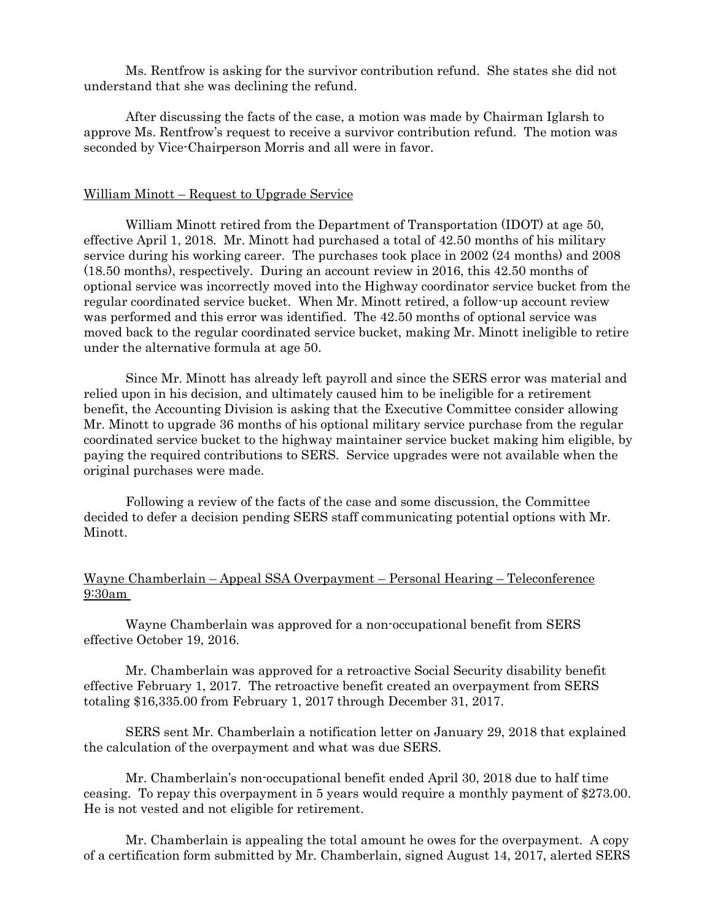Ms. Rentfrow is asking for the survivor contribution refund. She states she did not understand that she was declining the refund.

After discussing the facts of the case, a motion was made by Chairman Iglarsh to approve Ms. Rentfrow's request to receive a survivor contribution refund. The motion was seconded by Vice-Chairperson Morris and all were in favor.

William Minott – Request to Upgrade Service

William Minott retired from the Department of Transportation (IDOT) at age 50, effective April 1, 2018. Mr. Minott had purchased a total of 42.50 months of his military service during his working career. The purchases took place in 2002 (24 months) and 2008 (18.50 months), respectively. During an account review in 2016, this 42.50 months of optional service was incorrectly moved into the Highway coordinator service bucket from the regular coordinated service bucket. When Mr. Minott retired, a follow-up account review was performed and this error was identified. The 42.50 months of optional service was moved back to the regular coordinated service bucket, making Mr. Minott ineligible to retire under the alternative formula at age 50.

Since Mr. Minott has already left payroll and since the SERS error was material and relied upon in his decision, and ultimately caused him to be ineligible for a retirement benefit, the Accounting Division is asking that the Executive Committee consider allowing Mr. Minott to upgrade 36 months of his optional military service purchase from the regular coordinated service bucket to the highway maintainer service bucket making him eligible, by paying the required contributions to SERS. Service upgrades were not available when the original purchases were made.

Following a review of the facts of the case and some discussion, the Committee decided to defer a decision pending SERS staff communicating potential options with Mr. Minott.

Wayne Chamberlain – Appeal SSA Overpayment – Personal Hearing – Teleconference 9:30am

Wayne Chamberlain was approved for a non-occupational benefit from SERS effective October 19, 2016.

Mr. Chamberlain was approved for a retroactive Social Security disability benefit effective February 1, 2017. The retroactive benefit created an overpayment from SERS totaling $16,335.00 from February 1, 2017 through December 31, 2017.

SERS sent Mr. Chamberlain a notification letter on January 29, 2018 that explained the calculation of the overpayment and what was due SERS.

Mr. Chamberlain's non-occupational benefit ended April 30, 2018 due to half time ceasing. To repay this overpayment in 5 years would require a monthly payment of $273.00. He is not vested and not eligible for retirement.

Mr. Chamberlain is appealing the total amount he owes for the overpayment. A copy of a certification form submitted by Mr. Chamberlain, signed August 14, 2017, alerted SERS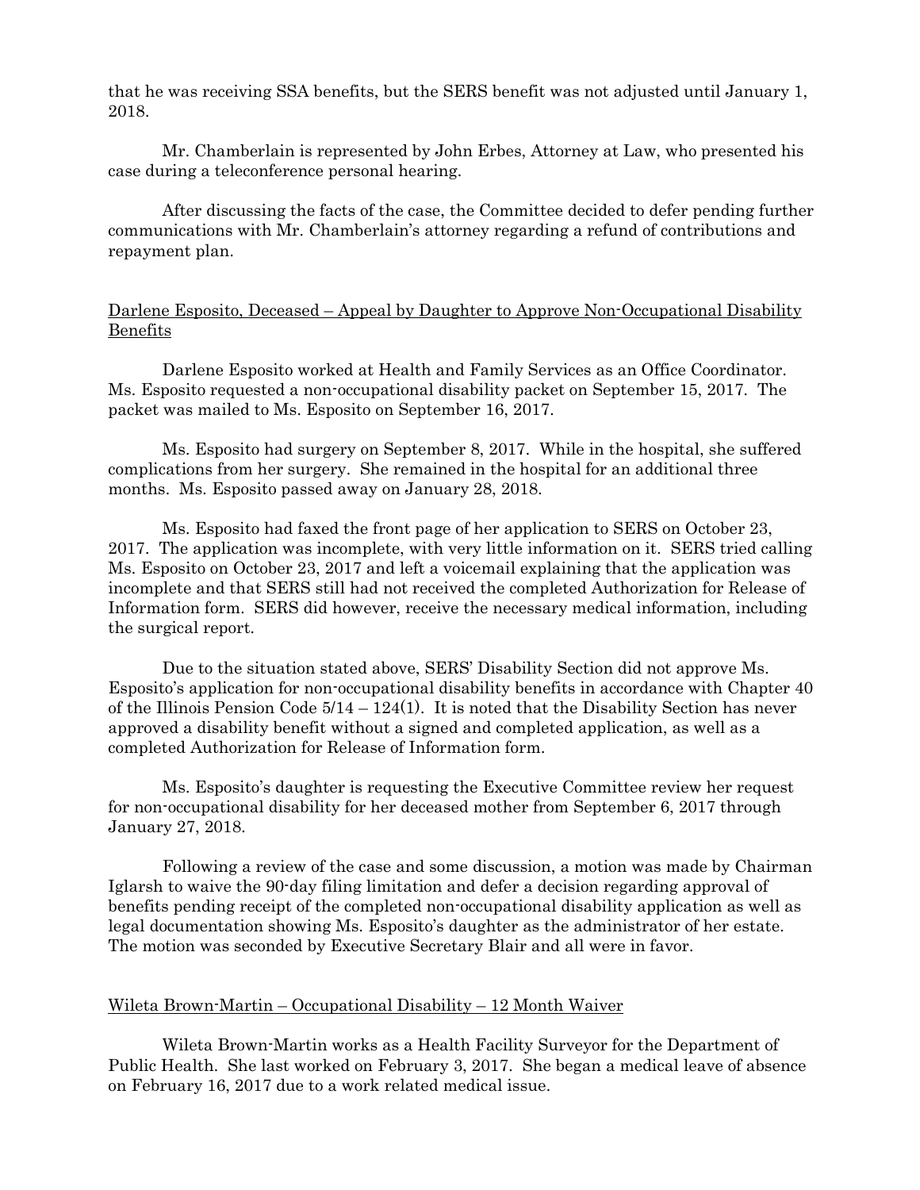that he was receiving SSA benefits, but the SERS benefit was not adjusted until January 1, 2018.

Mr. Chamberlain is represented by John Erbes, Attorney at Law, who presented his case during a teleconference personal hearing.

After discussing the facts of the case, the Committee decided to defer pending further communications with Mr. Chamberlain's attorney regarding a refund of contributions and repayment plan.

<u>Darlene Esposito, Deceased – Appeal by Daughter to Approve Non-Occupational Disability Benefits</u>

Darlene Esposito worked at Health and Family Services as an Office Coordinator. Ms. Esposito requested a non-occupational disability packet on September 15, 2017. The packet was mailed to Ms. Esposito on September 16, 2017.

Ms. Esposito had surgery on September 8, 2017. While in the hospital, she suffered complications from her surgery. She remained in the hospital for an additional three months. Ms. Esposito passed away on January 28, 2018.

Ms. Esposito had faxed the front page of her application to SERS on October 23, 2017. The application was incomplete, with very little information on it. SERS tried calling Ms. Esposito on October 23, 2017 and left a voicemail explaining that the application was incomplete and that SERS still had not received the completed Authorization for Release of Information form. SERS did however, receive the necessary medical information, including the surgical report.

Due to the situation stated above, SERS' Disability Section did not approve Ms. Esposito's application for non-occupational disability benefits in accordance with Chapter 40 of the Illinois Pension Code 5/14 – 124(1). It is noted that the Disability Section has never approved a disability benefit without a signed and completed application, as well as a completed Authorization for Release of Information form.

Ms. Esposito's daughter is requesting the Executive Committee review her request for non-occupational disability for her deceased mother from September 6, 2017 through January 27, 2018.

Following a review of the case and some discussion, a motion was made by Chairman Iglarsh to waive the 90-day filing limitation and defer a decision regarding approval of benefits pending receipt of the completed non-occupational disability application as well as legal documentation showing Ms. Esposito's daughter as the administrator of her estate. The motion was seconded by Executive Secretary Blair and all were in favor.

<u>Wileta Brown-Martin – Occupational Disability – 12 Month Waiver</u>

Wileta Brown-Martin works as a Health Facility Surveyor for the Department of Public Health. She last worked on February 3, 2017. She began a medical leave of absence on February 16, 2017 due to a work related medical issue.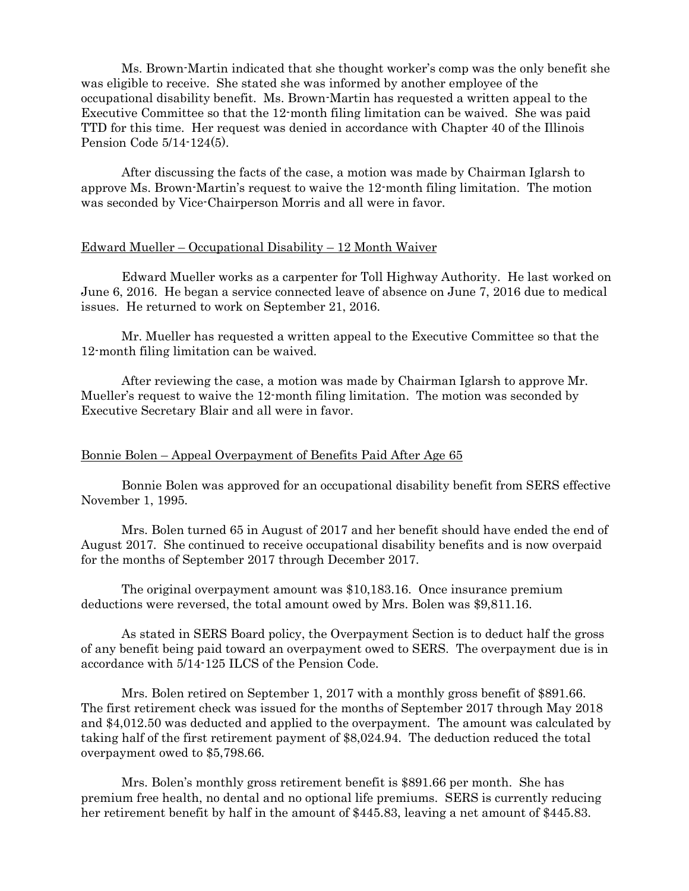Ms. Brown-Martin indicated that she thought worker's comp was the only benefit she was eligible to receive. She stated she was informed by another employee of the occupational disability benefit. Ms. Brown-Martin has requested a written appeal to the Executive Committee so that the 12-month filing limitation can be waived. She was paid TTD for this time. Her request was denied in accordance with Chapter 40 of the Illinois Pension Code 5/14-124(5).

After discussing the facts of the case, a motion was made by Chairman Iglarsh to approve Ms. Brown-Martin's request to waive the 12-month filing limitation. The motion was seconded by Vice-Chairperson Morris and all were in favor.

Edward Mueller – Occupational Disability – 12 Month Waiver

Edward Mueller works as a carpenter for Toll Highway Authority. He last worked on June 6, 2016. He began a service connected leave of absence on June 7, 2016 due to medical issues. He returned to work on September 21, 2016.

Mr. Mueller has requested a written appeal to the Executive Committee so that the 12-month filing limitation can be waived.

After reviewing the case, a motion was made by Chairman Iglarsh to approve Mr. Mueller's request to waive the 12-month filing limitation. The motion was seconded by Executive Secretary Blair and all were in favor.

Bonnie Bolen – Appeal Overpayment of Benefits Paid After Age 65

Bonnie Bolen was approved for an occupational disability benefit from SERS effective November 1, 1995.

Mrs. Bolen turned 65 in August of 2017 and her benefit should have ended the end of August 2017. She continued to receive occupational disability benefits and is now overpaid for the months of September 2017 through December 2017.

The original overpayment amount was $10,183.16. Once insurance premium deductions were reversed, the total amount owed by Mrs. Bolen was $9,811.16.

As stated in SERS Board policy, the Overpayment Section is to deduct half the gross of any benefit being paid toward an overpayment owed to SERS. The overpayment due is in accordance with 5/14-125 ILCS of the Pension Code.

Mrs. Bolen retired on September 1, 2017 with a monthly gross benefit of $891.66. The first retirement check was issued for the months of September 2017 through May 2018 and $4,012.50 was deducted and applied to the overpayment. The amount was calculated by taking half of the first retirement payment of $8,024.94. The deduction reduced the total overpayment owed to $5,798.66.

Mrs. Bolen's monthly gross retirement benefit is $891.66 per month. She has premium free health, no dental and no optional life premiums. SERS is currently reducing her retirement benefit by half in the amount of $445.83, leaving a net amount of $445.83.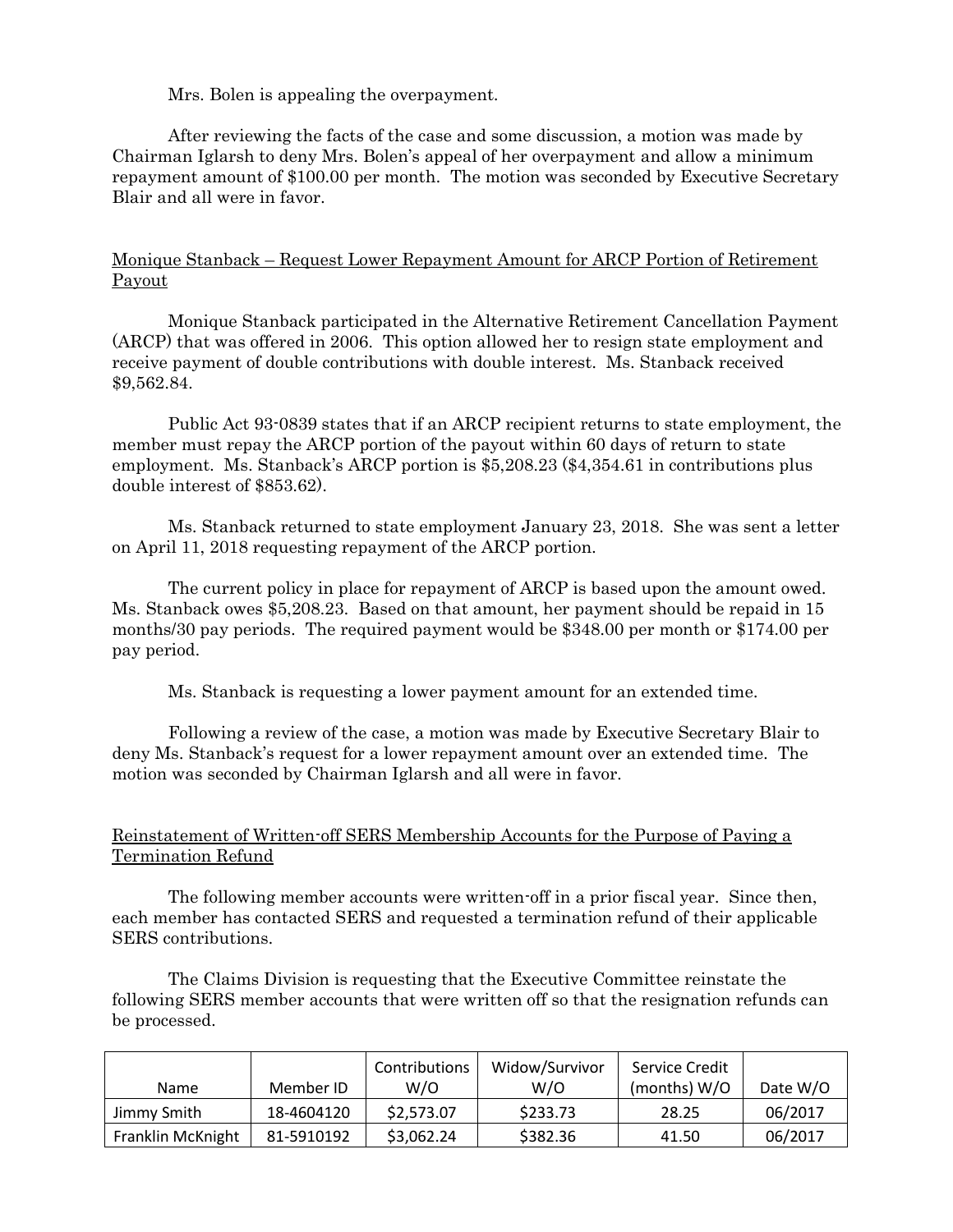Mrs. Bolen is appealing the overpayment.

After reviewing the facts of the case and some discussion, a motion was made by Chairman Iglarsh to deny Mrs. Bolen's appeal of her overpayment and allow a minimum repayment amount of $100.00 per month. The motion was seconded by Executive Secretary Blair and all were in favor.

<u>Monique Stanback – Request Lower Repayment Amount for ARCP Portion of Retirement Payout</u>

Monique Stanback participated in the Alternative Retirement Cancellation Payment (ARCP) that was offered in 2006. This option allowed her to resign state employment and receive payment of double contributions with double interest. Ms. Stanback received $9,562.84.

Public Act 93-0839 states that if an ARCP recipient returns to state employment, the member must repay the ARCP portion of the payout within 60 days of return to state employment. Ms. Stanback's ARCP portion is $5,208.23 ($4,354.61 in contributions plus double interest of $853.62).

Ms. Stanback returned to state employment January 23, 2018. She was sent a letter on April 11, 2018 requesting repayment of the ARCP portion.

The current policy in place for repayment of ARCP is based upon the amount owed. Ms. Stanback owes $5,208.23. Based on that amount, her payment should be repaid in 15 months/30 pay periods. The required payment would be $348.00 per month or $174.00 per pay period.

Ms. Stanback is requesting a lower payment amount for an extended time.

Following a review of the case, a motion was made by Executive Secretary Blair to deny Ms. Stanback's request for a lower repayment amount over an extended time. The motion was seconded by Chairman Iglarsh and all were in favor.

<u>Reinstatement of Written-off SERS Membership Accounts for the Purpose of Paying a Termination Refund</u>

The following member accounts were written-off in a prior fiscal year. Since then, each member has contacted SERS and requested a termination refund of their applicable SERS contributions.

The Claims Division is requesting that the Executive Committee reinstate the following SERS member accounts that were written off so that the resignation refunds can be processed.

| Name | Member ID | Contributions W/O | Widow/Survivor W/O | Service Credit (months) W/O | Date W/O |
|---|---|---|---|---|---|
| Jimmy Smith | 18-4604120 | $2,573.07 | $233.73 | 28.25 | 06/2017 |
| Franklin McKnight | 81-5910192 | $3,062.24 | $382.36 | 41.50 | 06/2017 |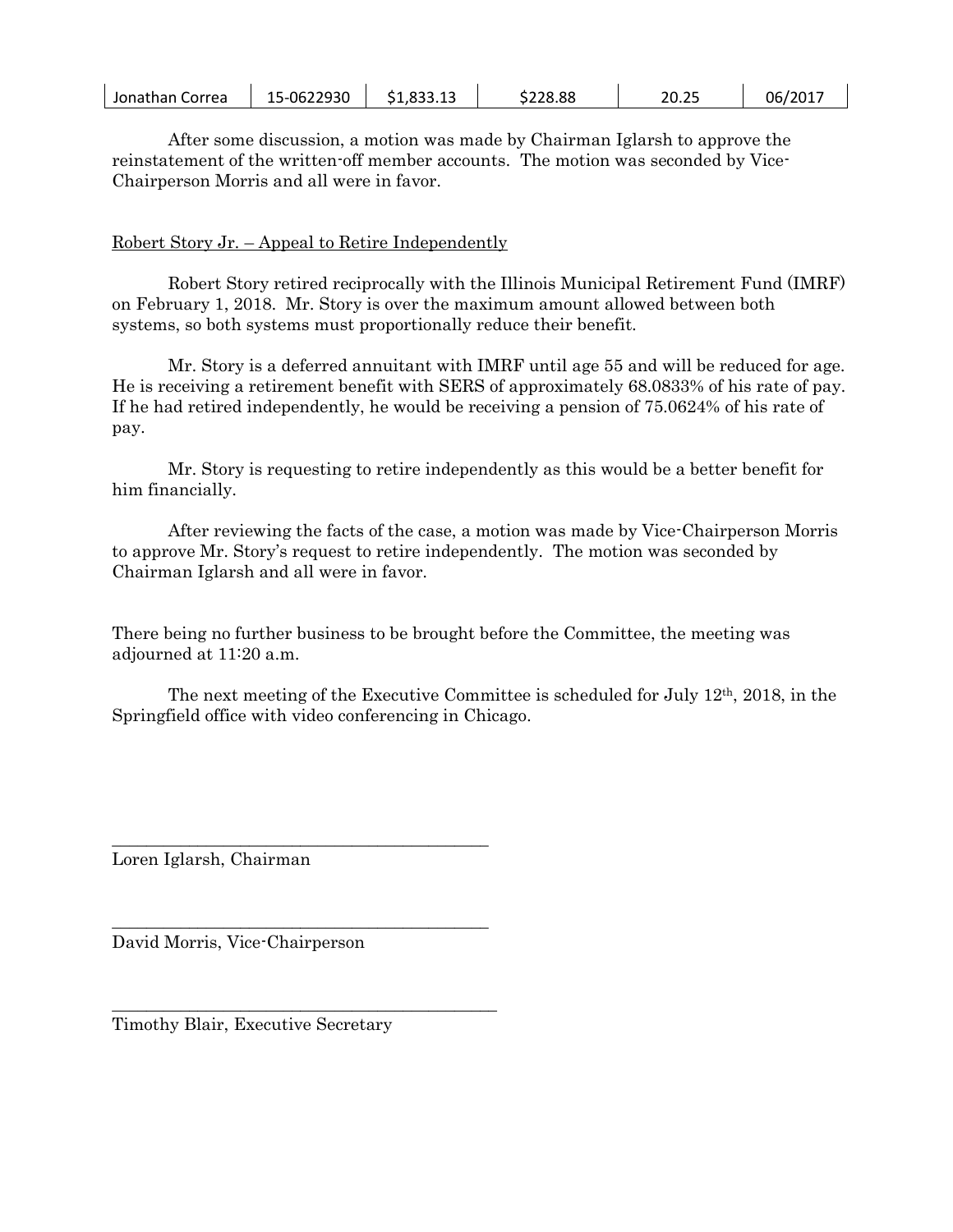| | | | | | |
|---|---|---|---|---|---|
| Jonathan Correa | 15-0622930 | $1,833.13 | $228.88 | 20.25 | 06/2017 |

After some discussion, a motion was made by Chairman Iglarsh to approve the reinstatement of the written-off member accounts. The motion was seconded by Vice-Chairperson Morris and all were in favor.

Robert Story Jr. – Appeal to Retire Independently

Robert Story retired reciprocally with the Illinois Municipal Retirement Fund (IMRF) on February 1, 2018. Mr. Story is over the maximum amount allowed between both systems, so both systems must proportionally reduce their benefit.

Mr. Story is a deferred annuitant with IMRF until age 55 and will be reduced for age. He is receiving a retirement benefit with SERS of approximately 68.0833% of his rate of pay. If he had retired independently, he would be receiving a pension of 75.0624% of his rate of pay.

Mr. Story is requesting to retire independently as this would be a better benefit for him financially.

After reviewing the facts of the case, a motion was made by Vice-Chairperson Morris to approve Mr. Story's request to retire independently. The motion was seconded by Chairman Iglarsh and all were in favor.

There being no further business to be brought before the Committee, the meeting was adjourned at 11:20 a.m.

The next meeting of the Executive Committee is scheduled for July 12th, 2018, in the Springfield office with video conferencing in Chicago.

\_\_\_\_\_\_\_\_\_\_\_\_\_\_\_\_\_\_\_\_\_\_\_\_\_\_\_\_\_\_\_\_\_\_\_\_\_\_\_\_\_\_\_\_

Loren Iglarsh, Chairman

\_\_\_\_\_\_\_\_\_\_\_\_\_\_\_\_\_\_\_\_\_\_\_\_\_\_\_\_\_\_\_\_\_\_\_\_\_\_\_\_\_\_\_\_

David Morris, Vice-Chairperson

\_\_\_\_\_\_\_\_\_\_\_\_\_\_\_\_\_\_\_\_\_\_\_\_\_\_\_\_\_\_\_\_\_\_\_\_\_\_\_\_\_\_\_\_

Timothy Blair, Executive Secretary